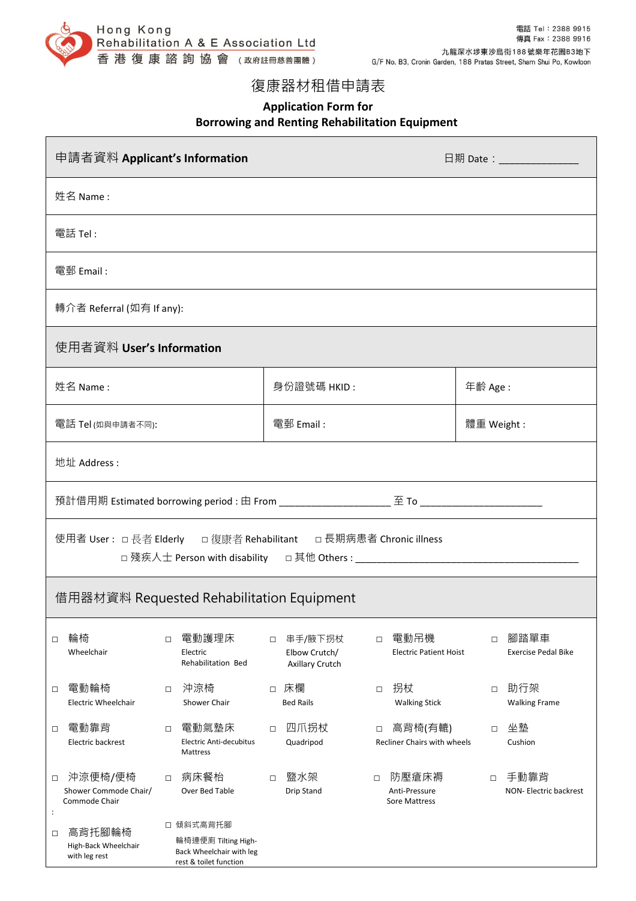Hong Kong
Rehabilitation A & E Association Ltd
香港復康諮詢協會（政府註冊慈善團體）

電話 Tel：2388 9915
傳真 Fax：2388 9916
九龍深水埗東沙島街188號樂年花園B3地下
G/F No. B3, Cronin Garden, 188 Pratas Street, Sham Shui Po, Kowloon

# 復康器材租借申請表

## Application Form for Borrowing and Renting Rehabilitation Equipment

| | | |
|---|---|---|
| **申請者資料 Applicant's Information** | | 日期 Date：_______________ |
| 姓名 Name : | | |
| 電話 Tel : | | |
| 電郵 Email : | | |
| 轉介者 Referral (如有 If any): | | |
| **使用者資料 User's Information** | | |
| 姓名 Name : | 身份證號碼 HKID : | 年齡 Age : |
| 電話 Tel (如與申請者不同): | 電郵 Email : | 體重 Weight : |
| 地址 Address : | | |
| 預計借用期 Estimated borrowing period : 由 From ____________________ 至 To ______________________ | | |
| 使用者 User : □ 長者 Elderly □ 復康者 Rehabilitant □ 長期病患者 Chronic illness □ 殘疾人士 Person with disability □ 其他 Others : _______________ | | |

### 借用器材資料 Requested Rehabilitation Equipment

| | | | | |
|---|---|---|---|---|
| □ 輪椅 Wheelchair | □ 電動護理床 Electric Rehabilitation Bed | □ 串手/腋下拐杖 Elbow Crutch/ Axillary Crutch | □ 電動吊機 Electric Patient Hoist | □ 腳踏單車 Exercise Pedal Bike |
| □ 電動輪椅 Electric Wheelchair | □ 沖涼椅 Shower Chair | □ 床欄 Bed Rails | □ 拐杖 Walking Stick | □ 助行架 Walking Frame |
| □ 電動靠背 Electric backrest | □ 電動氣墊床 Electric Anti-decubitus Mattress | □ 四爪拐杖 Quadripod | □ 高背椅(有轆) Recliner Chairs with wheels | □ 坐墊 Cushion |
| □ 沖涼便椅/便椅 Shower Commode Chair/ Commode Chair | □ 病床餐枱 Over Bed Table | □ 鹽水架 Drip Stand | □ 防壓瘡床褥 Anti-Pressure Sore Mattress | □ 手動靠背 NON- Electric backrest |
| □ 高背托腳輪椅 High-Back Wheelchair with leg rest | □ 傾斜式高背托腳輪椅連便廁 Tilting High-Back Wheelchair with leg rest & toilet function | | | |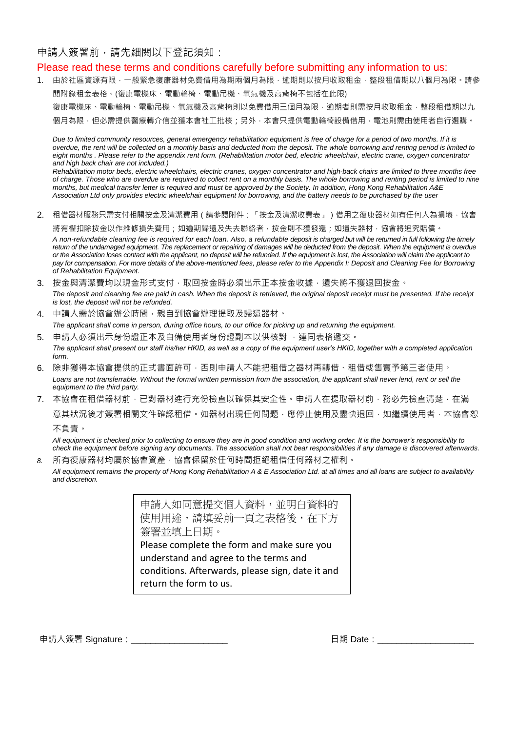申請人簽署前，請先細閱以下登記須知：

Please read these terms and conditions carefully before submitting any information to us:

1. 由於社區資源有限，一般緊急復康器材免費借用為期兩個月為限，逾期則以按月收取租金，整段租借期以八個月為限。請參閱附錄租金表格。(復康電機床、電動輪椅、電動吊機、氧氣機及高背椅不包括在此限)

   復康電機床、電動輪椅、電動吊機、氧氣機及高背椅則以免費借用三個月為限，逾期者則需按月收取租金，整段租借期以九個月為限，但必需提供醫療轉介信並獲本會社工批核；另外，本會只提供電動輪椅設備借用，電池則需由使用者自行選購。

   *Due to limited community resources, general emergency rehabilitation equipment is free of charge for a period of two months. If it is overdue, the rent will be collected on a monthly basis and deducted from the deposit. The whole borrowing and renting period is limited to eight months . Please refer to the appendix rent form. (Rehabilitation motor bed, electric wheelchair, electric crane, oxygen concentrator and high back chair are not included.)*

   *Rehabilitation motor beds, electric wheelchairs, electric cranes, oxygen concentrator and high-back chairs are limited to three months free of charge. Those who are overdue are required to collect rent on a monthly basis. The whole borrowing and renting period is limited to nine months, but medical transfer letter is required and must be approved by the Society. In addition, Hong Kong Rehabilitation A&E Association Ltd only provides electric wheelchair equipment for borrowing, and the battery needs to be purchased by the user*

2. 租借器材服務只需支付相關按金及清潔費用（請參閱附件：「按金及清潔收費表」）借用之復康器材如有任何人為損壞，協會將有權扣除按金以作維修損失費用；如逾期歸還及失去聯絡者，按金則不獲發還；如遺失器材，協會將追究賠償。

   *A non-refundable cleaning fee is required for each loan. Also, a refundable deposit is charged but will be returned in full following the timely return of the undamaged equipment. The replacement or repairing of damages will be deducted from the deposit. When the equipment is overdue or the Association loses contact with the applicant, no deposit will be refunded. If the equipment is lost, the Association will claim the applicant to pay for compensation. For more details of the above-mentioned fees, please refer to the Appendix I: Deposit and Cleaning Fee for Borrowing of Rehabilitation Equipment.*

3. 按金與清潔費均以現金形式支付，取回按金時必須出示正本按金收據，遺失將不獲退回按金。

   *The deposit and cleaning fee are paid in cash. When the deposit is retrieved, the original deposit receipt must be presented. If the receipt is lost, the deposit will not be refunded.*

4. 申請人需於協會辦公時間，親自到協會辦理提取及歸還器材。

   *The applicant shall come in person, during office hours, to our office for picking up and returning the equipment.*

5. 申請人必須出示身份證正本及自備使用者身份證副本以供核對 ，連同表格遞交。

   *The applicant shall present our staff his/her HKID, as well as a copy of the equipment user's HKID, together with a completed application form.*

6. 除非獲得本協會提供的正式書面許可，否則申請人不能把租借之器材再轉借、租借或售賣予第三者使用。

   *Loans are not transferrable. Without the formal written permission from the association, the applicant shall never lend, rent or sell the equipment to the third party.*

7. 本協會在租借器材前，已對器材進行充份檢查以確保其安全性。申請人在提取器材前，務必先檢查清楚，在滿意其狀況後才簽署相關文件確認租借。如器材出現任何問題，應停止使用及盡快退回，如繼續使用者，本協會恕不負責。

   *All equipment is checked prior to collecting to ensure they are in good condition and working order. It is the borrower's responsibility to check the equipment before signing any documents. The association shall not bear responsibilities if any damage is discovered afterwards.*

8. 所有復康器材均屬於協會資產，協會保留於任何時間拒絕租借任何器材之權利。

   *All equipment remains the property of Hong Kong Rehabilitation A & E Association Ltd. at all times and all loans are subject to availability and discretion.*

申請人如同意提交個人資料，並明白資料的使用用途，請填妥前一頁之表格後，在下方簽署並填上日期。

Please complete the form and make sure you understand and agree to the terms and conditions. Afterwards, please sign, date it and return the form to us.

申請人簽署 Signature：____________________　　　　日期 Date：____________________